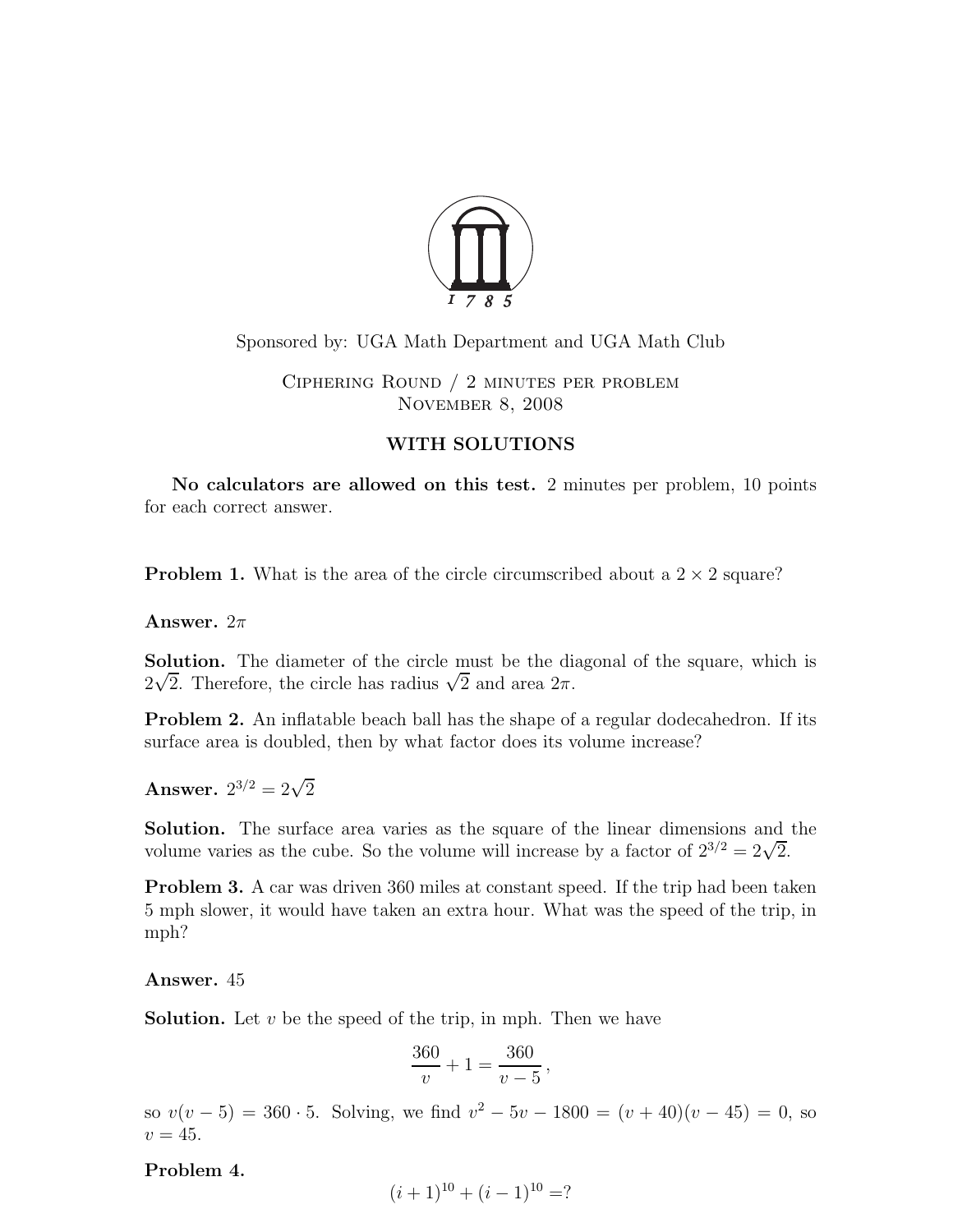Sponsored by: UGA Math Department and UGA Math Club

Ciphering Round / 2 minutes per problem
November 8, 2008

**WITH SOLUTIONS**

**No calculators are allowed on this test.** 2 minutes per problem, 10 points for each correct answer.

**Problem 1.** What is the area of the circle circumscribed about a $2 \times 2$ square?

**Answer.** $2\pi$

**Solution.** The diameter of the circle must be the diagonal of the square, which is $2\sqrt{2}$. Therefore, the circle has radius $\sqrt{2}$ and area $2\pi$.

**Problem 2.** An inflatable beach ball has the shape of a regular dodecahedron. If its surface area is doubled, then by what factor does its volume increase?

**Answer.** $2^{3/2} = 2\sqrt{2}$

**Solution.** The surface area varies as the square of the linear dimensions and the volume varies as the cube. So the volume will increase by a factor of $2^{3/2} = 2\sqrt{2}$.

**Problem 3.** A car was driven 360 miles at constant speed. If the trip had been taken 5 mph slower, it would have taken an extra hour. What was the speed of the trip, in mph?

**Answer.** 45

**Solution.** Let $v$ be the speed of the trip, in mph. Then we have

$$\frac{360}{v} + 1 = \frac{360}{v - 5},$$

so $v(v-5) = 360 \cdot 5$. Solving, we find $v^2 - 5v - 1800 = (v+40)(v-45) = 0$, so $v = 45$.

**Problem 4.**

$$(i+1)^{10} + (i-1)^{10} = ?$$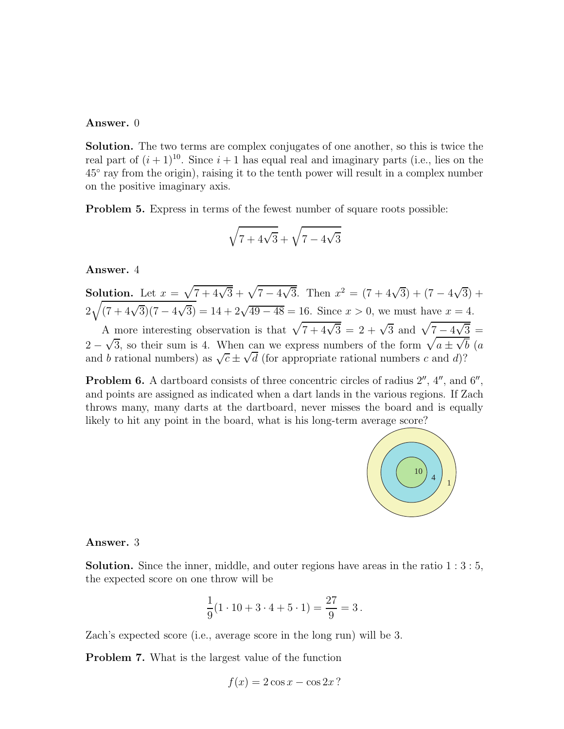**Answer.** 0

**Solution.** The two terms are complex conjugates of one another, so this is twice the real part of $(i+1)^{10}$. Since $i+1$ has equal real and imaginary parts (i.e., lies on the $45°$ ray from the origin), raising it to the tenth power will result in a complex number on the positive imaginary axis.

**Problem 5.** Express in terms of the fewest number of square roots possible:

$$\sqrt{7+4\sqrt{3}}+\sqrt{7-4\sqrt{3}}$$

**Answer.** 4

**Solution.** Let $x = \sqrt{7+4\sqrt{3}}+\sqrt{7-4\sqrt{3}}$. Then $x^2 = (7+4\sqrt{3})+(7-4\sqrt{3}) + 2\sqrt{(7+4\sqrt{3})(7-4\sqrt{3})} = 14 + 2\sqrt{49-48} = 16$. Since $x > 0$, we must have $x = 4$.

A more interesting observation is that $\sqrt{7+4\sqrt{3}} = 2+\sqrt{3}$ and $\sqrt{7-4\sqrt{3}} = 2-\sqrt{3}$, so their sum is 4. When can we express numbers of the form $\sqrt{a \pm \sqrt{b}}$ ($a$ and $b$ rational numbers) as $\sqrt{c} \pm \sqrt{d}$ (for appropriate rational numbers $c$ and $d$)?

**Problem 6.** A dartboard consists of three concentric circles of radius $2''$, $4''$, and $6''$, and points are assigned as indicated when a dart lands in the various regions. If Zach throws many, many darts at the dartboard, never misses the board and is equally likely to hit any point in the board, what is his long-term average score?

10 4 1

**Answer.** 3

**Solution.** Since the inner, middle, and outer regions have areas in the ratio $1:3:5$, the expected score on one throw will be

$$\frac{1}{9}(1 \cdot 10 + 3 \cdot 4 + 5 \cdot 1) = \frac{27}{9} = 3\,.$$

Zach's expected score (i.e., average score in the long run) will be 3.

**Problem 7.** What is the largest value of the function

$$f(x) = 2\cos x - \cos 2x\,?$$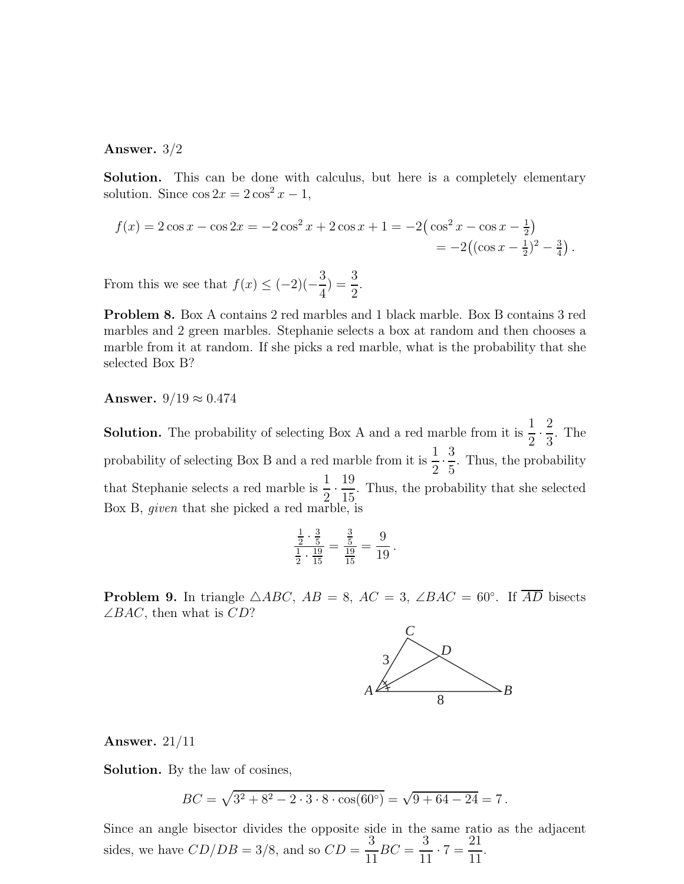**Answer.** 3/2

**Solution.** This can be done with calculus, but here is a completely elementary solution. Since $\cos 2x = 2\cos^2 x - 1$,

$$f(x) = 2\cos x - \cos 2x = -2\cos^2 x + 2\cos x + 1 = -2\big(\cos^2 x - \cos x - \tfrac{1}{2}\big)$$
$$= -2\big((\cos x - \tfrac{1}{2})^2 - \tfrac{3}{4}\big)\,.$$

From this we see that $f(x) \le (-2)(-\dfrac{3}{4}) = \dfrac{3}{2}$.

**Problem 8.** Box A contains 2 red marbles and 1 black marble. Box B contains 3 red marbles and 2 green marbles. Stephanie selects a box at random and then chooses a marble from it at random. If she picks a red marble, what is the probability that she selected Box B?

**Answer.** $9/19 \approx 0.474$

**Solution.** The probability of selecting Box A and a red marble from it is $\dfrac{1}{2}\cdot\dfrac{2}{3}$. The probability of selecting Box B and a red marble from it is $\dfrac{1}{2}\cdot\dfrac{3}{5}$. Thus, the probability that Stephanie selects a red marble is $\dfrac{1}{2}\cdot\dfrac{19}{15}$. Thus, the probability that she selected Box B, *given* that she picked a red marble, is

$$\frac{\frac{1}{2}\cdot\frac{3}{5}}{\frac{1}{2}\cdot\frac{19}{15}} = \frac{\frac{3}{5}}{\frac{19}{15}} = \frac{9}{19}\,.$$

**Problem 9.** In triangle $\triangle ABC$, $AB = 8$, $AC = 3$, $\angle BAC = 60^\circ$. If $\overline{AD}$ bisects $\angle BAC$, then what is $CD$?

**Answer.** 21/11

**Solution.** By the law of cosines,

$$BC = \sqrt{3^2 + 8^2 - 2\cdot 3\cdot 8\cdot\cos(60^\circ)} = \sqrt{9 + 64 - 24} = 7\,.$$

Since an angle bisector divides the opposite side in the same ratio as the adjacent sides, we have $CD/DB = 3/8$, and so $CD = \dfrac{3}{11}BC = \dfrac{3}{11}\cdot 7 = \dfrac{21}{11}$.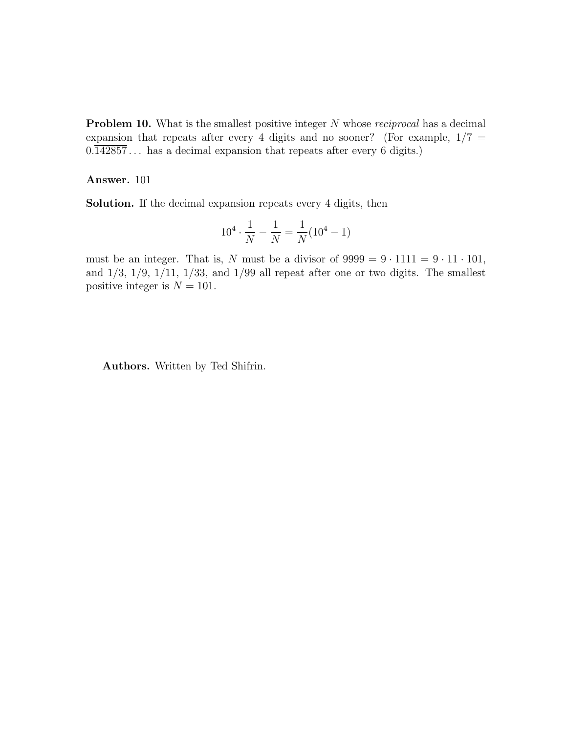**Problem 10.** What is the smallest positive integer $N$ whose *reciprocal* has a decimal expansion that repeats after every 4 digits and no sooner? (For example, $1/7 = 0.\overline{142857}\ldots$ has a decimal expansion that repeats after every 6 digits.)

**Answer.** 101

**Solution.** If the decimal expansion repeats every 4 digits, then

$$10^4 \cdot \frac{1}{N} - \frac{1}{N} = \frac{1}{N}(10^4 - 1)$$

must be an integer. That is, $N$ must be a divisor of $9999 = 9 \cdot 1111 = 9 \cdot 11 \cdot 101$, and $1/3$, $1/9$, $1/11$, $1/33$, and $1/99$ all repeat after one or two digits. The smallest positive integer is $N = 101$.

**Authors.** Written by Ted Shifrin.